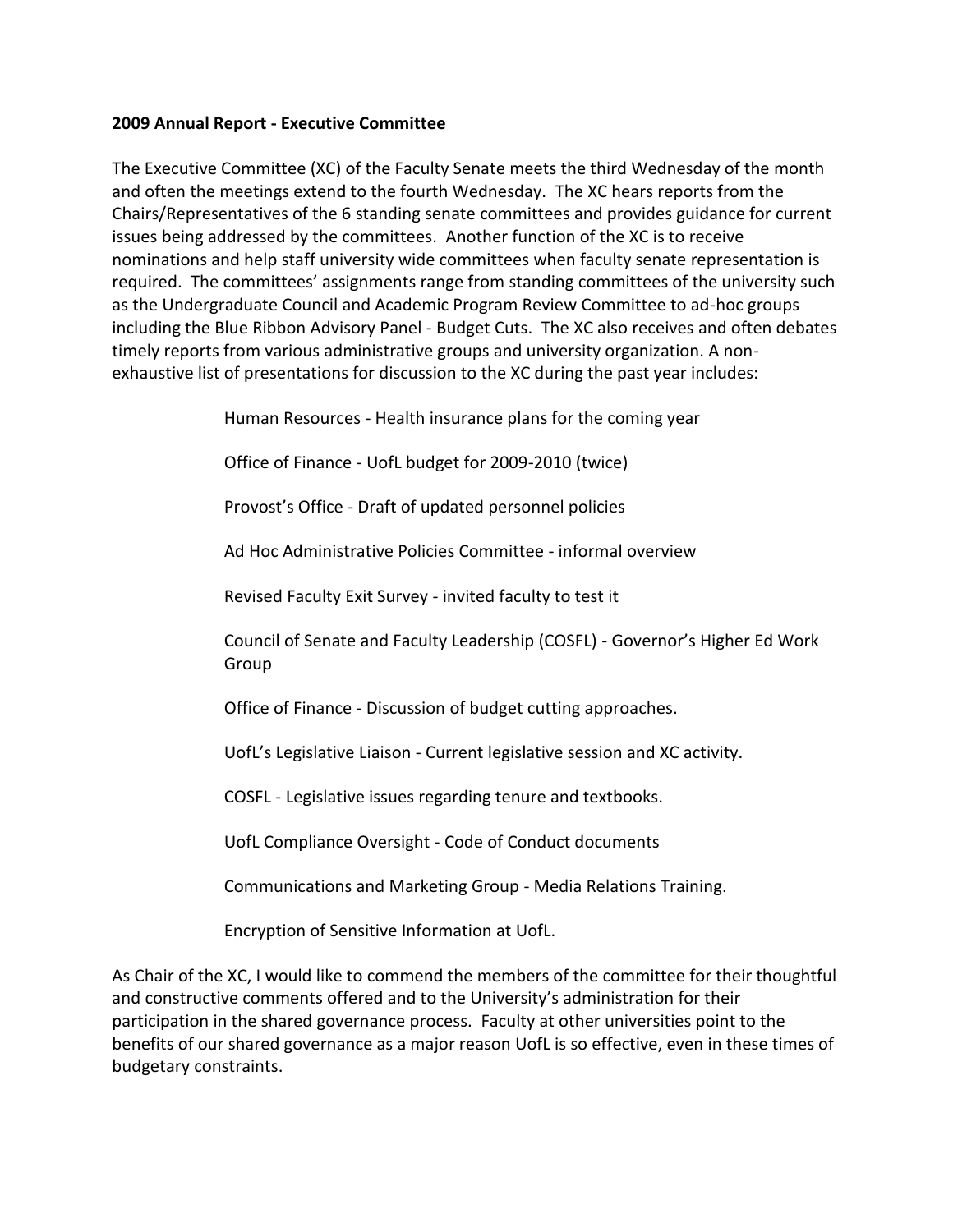**2009 Annual Report - Executive Committee**

The Executive Committee (XC) of the Faculty Senate meets the third Wednesday of the month and often the meetings extend to the fourth Wednesday. The XC hears reports from the Chairs/Representatives of the 6 standing senate committees and provides guidance for current issues being addressed by the committees. Another function of the XC is to receive nominations and help staff university wide committees when faculty senate representation is required. The committees' assignments range from standing committees of the university such as the Undergraduate Council and Academic Program Review Committee to ad-hoc groups including the Blue Ribbon Advisory Panel - Budget Cuts. The XC also receives and often debates timely reports from various administrative groups and university organization. A non-exhaustive list of presentations for discussion to the XC during the past year includes:

Human Resources - Health insurance plans for the coming year

Office of Finance - UofL budget for 2009-2010 (twice)

Provost's Office - Draft of updated personnel policies

Ad Hoc Administrative Policies Committee - informal overview

Revised Faculty Exit Survey - invited faculty to test it

Council of Senate and Faculty Leadership (COSFL) - Governor's Higher Ed Work Group

Office of Finance - Discussion of budget cutting approaches.

UofL's Legislative Liaison - Current legislative session and XC activity.

COSFL - Legislative issues regarding tenure and textbooks.

UofL Compliance Oversight - Code of Conduct documents

Communications and Marketing Group - Media Relations Training.

Encryption of Sensitive Information at UofL.

As Chair of the XC, I would like to commend the members of the committee for their thoughtful and constructive comments offered and to the University's administration for their participation in the shared governance process. Faculty at other universities point to the benefits of our shared governance as a major reason UofL is so effective, even in these times of budgetary constraints.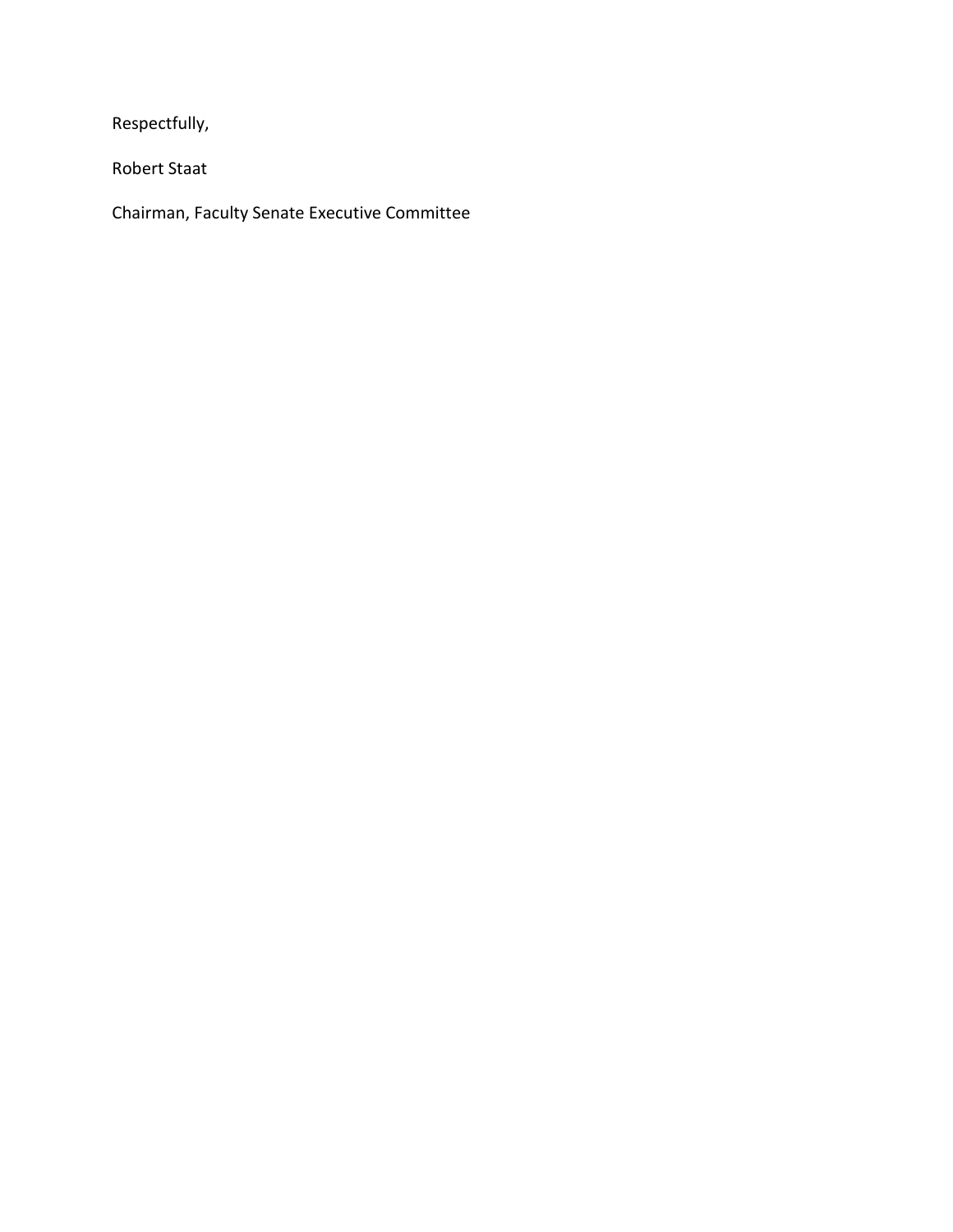Respectfully,

Robert Staat

Chairman, Faculty Senate Executive Committee